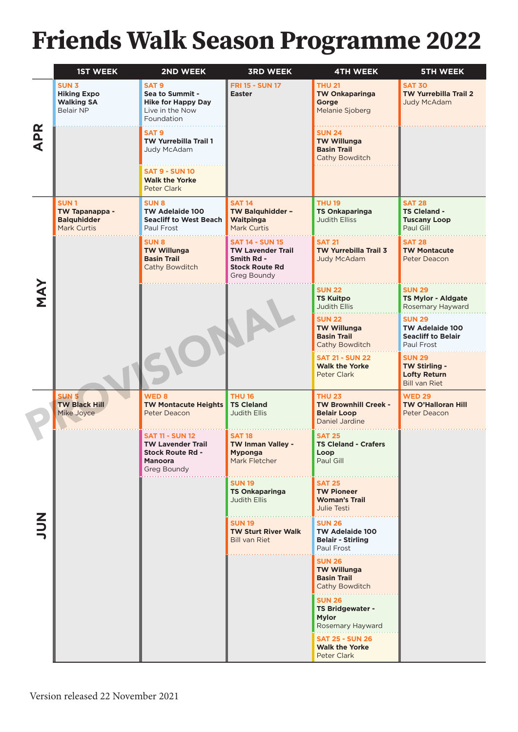# Friends Walk Season Programme 2022

| | 1ST WEEK | 2ND WEEK | 3RD WEEK | 4TH WEEK | 5TH WEEK |
|---|---|---|---|---|---|
| **APR** | **SUN 3** **Hiking Expo Walking SA** Belair NP | **SAT 9** **Sea to Summit - Hike for Happy Day** Live in the Now Foundation | **FRI 15 - SUN 17** **Easter** | **THU 21** **TW Onkaparinga Gorge** Melanie Sjoberg | **SAT 30** **TW Yurrebilla Trail 2** Judy McAdam |
| | | **SAT 9** **TW Yurrebilla Trail 1** Judy McAdam | | **SUN 24** **TW Willunga Basin Trail** Cathy Bowditch | |
| | | **SAT 9 - SUN 10** **Walk the Yorke** Peter Clark | | | |
| **MAY** | **SUN 1** **TW Tapanappa - Balquhidder** Mark Curtis | **SUN 8** **TW Adelaide 100 Seacliff to West Beach** Paul Frost | **SAT 14** **TW Balquhidder – Waitpinga** Mark Curtis | **THU 19** **TS Onkaparinga** Judith Elliss | **SAT 28** **TS Cleland - Tuscany Loop** Paul Gill |
| | | **SUN 8** **TW Willunga Basin Trail** Cathy Bowditch | **SAT 14 - SUN 15** **TW Lavender Trail Smith Rd - Stock Route Rd** Greg Boundy | **SAT 21** **TW Yurrebilla Trail 3** Judy McAdam | **SAT 28** **TW Montacute** Peter Deacon |
| | | | | **SUN 22** **TS Kuitpo** Judith Ellis | **SUN 29** **TS Mylor - Aldgate** Rosemary Hayward |
| | | | | **SUN 22** **TW Willunga Basin Trail** Cathy Bowditch | **SUN 29** **TW Adelaide 100 Seacliff to Belair** Paul Frost |
| | | | | **SAT 21 - SUN 22** **Walk the Yorke** Peter Clark | **SUN 29** **TW Stirling - Lofty Return** Bill van Riet |
| **JUN** | **SUN 5** **TW Black Hill** Mike Joyce | **WED 8** **TW Montacute Heights** Peter Deacon | **THU 16** **TS Cleland** Judith Ellis | **THU 23** **TW Brownhill Creek - Belair Loop** Daniel Jardine | **WED 29** **TW O'Halloran Hill** Peter Deacon |
| | | **SAT 11 - SUN 12** **TW Lavender Trail Stock Route Rd - Manoora** Greg Boundy | **SAT 18** **TW Inman Valley - Myponga** Mark Fletcher | **SAT 25** **TS Cleland - Crafers Loop** Paul Gill | |
| | | | **SUN 19** **TS Onkaparinga** Judith Ellis | **SAT 25** **TW Pioneer Woman's Trail** Julie Testi | |
| | | | **SUN 19** **TW Sturt River Walk** Bill van Riet | **SUN 26** **TW Adelaide 100 Belair - Stirling** Paul Frost | |
| | | | | **SUN 26** **TW Willunga Basin Trail** Cathy Bowditch | |
| | | | | **SUN 26** **TS Bridgewater - Mylor** Rosemary Hayward | |
| | | | | **SAT 25 - SUN 26** **Walk the Yorke** Peter Clark | |

PROVISIONAL

Version released 22 November 2021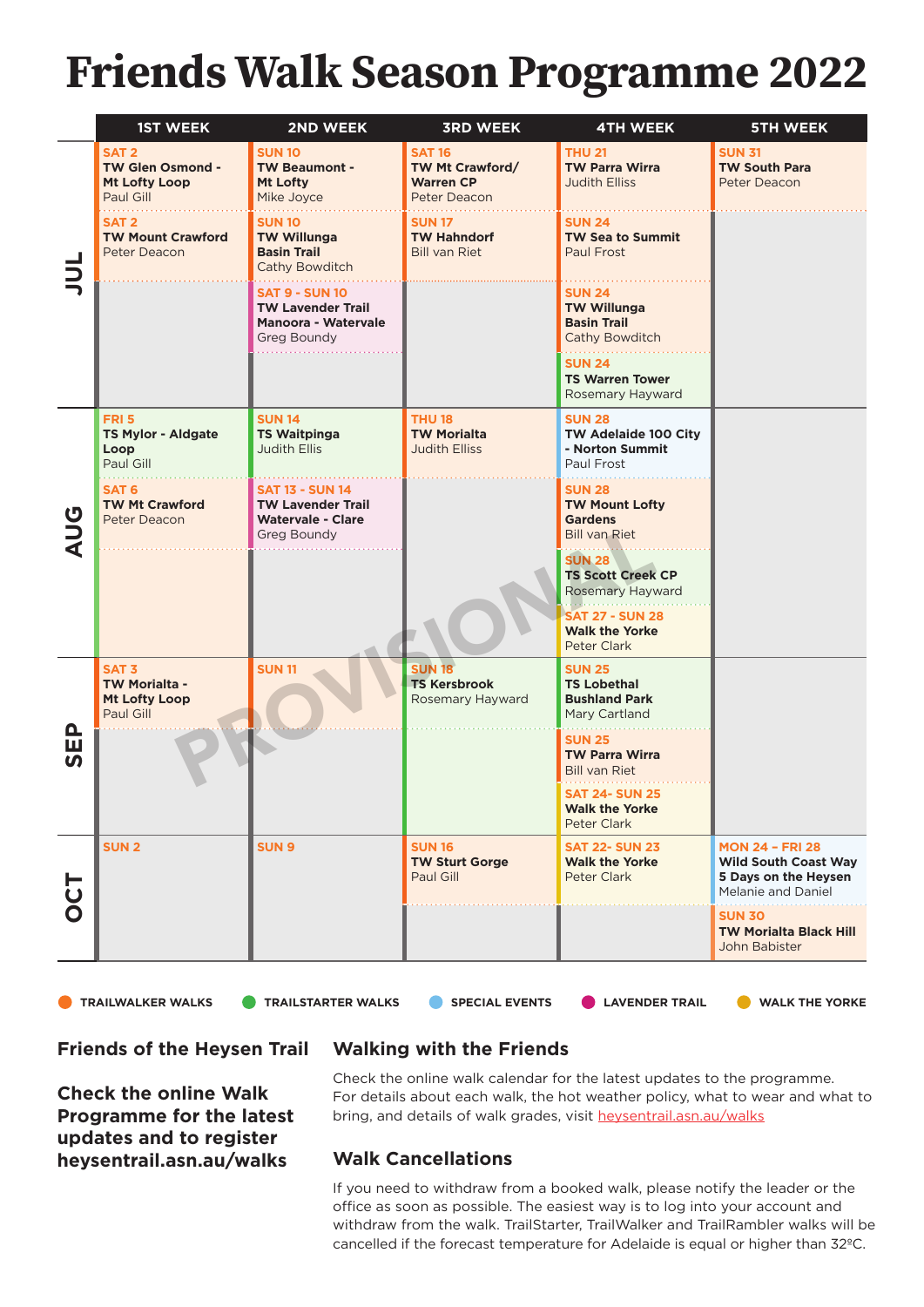# Friends Walk Season Programme 2022

| | 1ST WEEK | 2ND WEEK | 3RD WEEK | 4TH WEEK | 5TH WEEK |
|---|---|---|---|---|---|
| JUL | **SAT 2** **TW Glen Osmond - Mt Lofty Loop** Paul Gill | **SUN 10** **TW Beaumont - Mt Lofty** Mike Joyce | **SAT 16** **TW Mt Crawford/ Warren CP** Peter Deacon | **THU 21** **TW Parra Wirra** Judith Elliss | **SUN 31** **TW South Para** Peter Deacon |
| JUL | **SAT 2** **TW Mount Crawford** Peter Deacon | **SUN 10** **TW Willunga Basin Trail** Cathy Bowditch | **SUN 17** **TW Hahndorf** Bill van Riet | **SUN 24** **TW Sea to Summit** Paul Frost | |
| JUL | | **SAT 9 - SUN 10** **TW Lavender Trail Manoora - Watervale** Greg Boundy | | **SUN 24** **TW Willunga Basin Trail** Cathy Bowditch | |
| JUL | | | | **SUN 24** **TS Warren Tower** Rosemary Hayward | |
| AUG | **FRI 5** **TS Mylor - Aldgate Loop** Paul Gill | **SUN 14** **TS Waitpinga** Judith Ellis | **THU 18** **TW Morialta** Judith Elliss | **SUN 28** **TW Adelaide 100 City - Norton Summit** Paul Frost | |
| AUG | **SAT 6** **TW Mt Crawford** Peter Deacon | **SAT 13 - SUN 14** **TW Lavender Trail Watervale - Clare** Greg Boundy | | **SUN 28** **TW Mount Lofty Gardens** Bill van Riet | |
| AUG | | | | **SUN 28** **TS Scott Creek CP** Rosemary Hayward | |
| AUG | | | | **SAT 27 - SUN 28** **Walk the Yorke** Peter Clark | |
| SEP | **SAT 3** **TW Morialta - Mt Lofty Loop** Paul Gill | **SUN 11** | **SUN 18** **TS Kersbrook** Rosemary Hayward | **SUN 25** **TS Lobethal Bushland Park** Mary Cartland | |
| SEP | | | | **SUN 25** **TW Parra Wirra** Bill van Riet | |
| SEP | | | | **SAT 24- SUN 25** **Walk the Yorke** Peter Clark | |
| OCT | **SUN 2** | **SUN 9** | **SUN 16** **TW Sturt Gorge** Paul Gill | **SAT 22- SUN 23** **Walk the Yorke** Peter Clark | **MON 24 – FRI 28** **Wild South Coast Way 5 Days on the Heysen** Melanie and Daniel |
| OCT | | | | | **SUN 30** **TW Morialta Black Hill** John Babister |

PROVISIONAL

TRAILWALKER WALKS · TRAILSTARTER WALKS · SPECIAL EVENTS · LAVENDER TRAIL · WALK THE YORKE

## Friends of the Heysen Trail

**Check the online Walk Programme for the latest updates and to register heysentrail.asn.au/walks**

## Walking with the Friends

Check the online walk calendar for the latest updates to the programme. For details about each walk, the hot weather policy, what to wear and what to bring, and details of walk grades, visit heysentrail.asn.au/walks

## Walk Cancellations

If you need to withdraw from a booked walk, please notify the leader or the office as soon as possible. The easiest way is to log into your account and withdraw from the walk. TrailStarter, TrailWalker and TrailRambler walks will be cancelled if the forecast temperature for Adelaide is equal or higher than 32ºC.